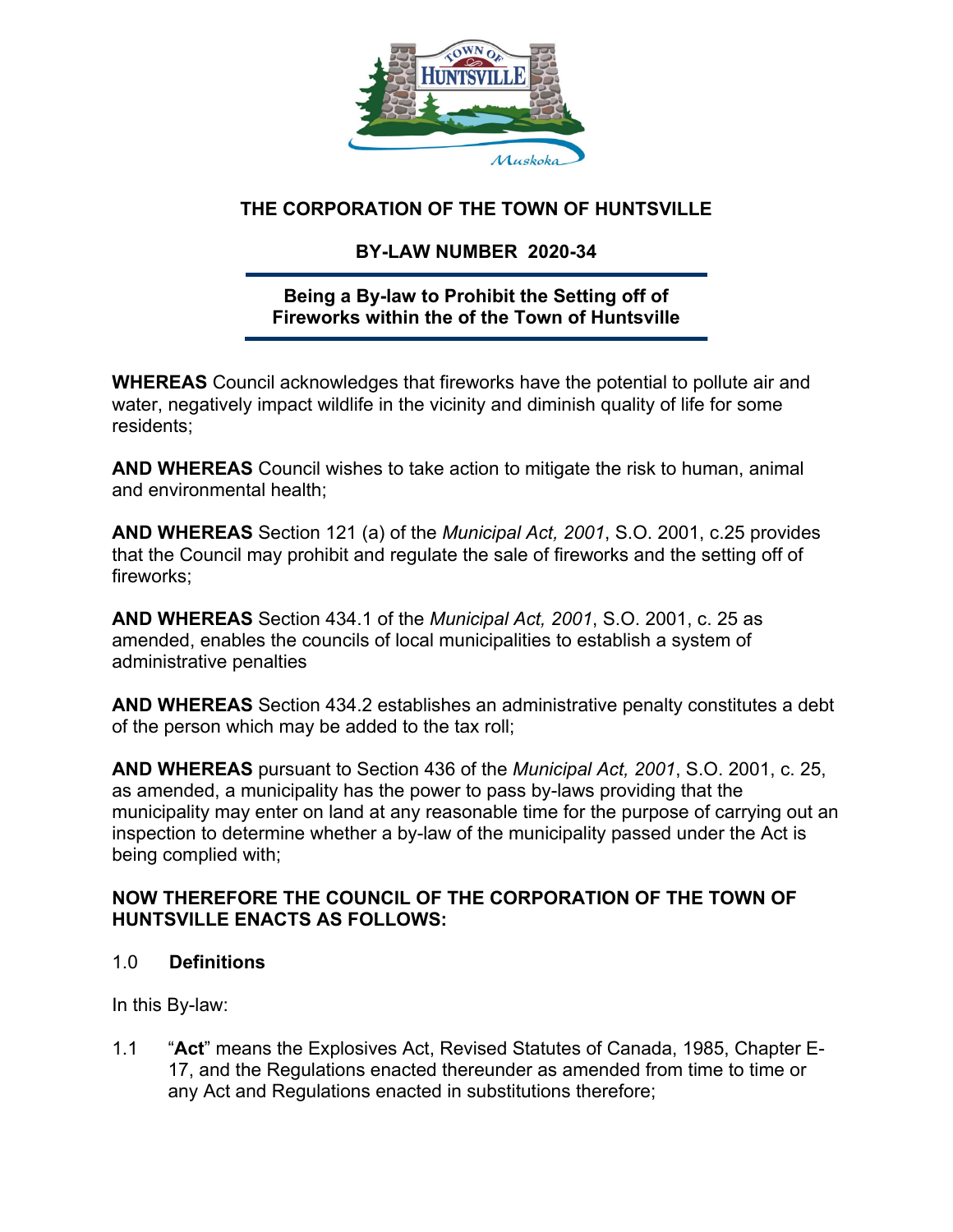# THE CORPORATION OF THE TOWN OF HUNTSVILLE

## BY-LAW NUMBER 2020-34

**Being a By-law to Prohibit the Setting off of Fireworks within the of the Town of Huntsville**

**WHEREAS** Council acknowledges that fireworks have the potential to pollute air and water, negatively impact wildlife in the vicinity and diminish quality of life for some residents;

**AND WHEREAS** Council wishes to take action to mitigate the risk to human, animal and environmental health;

**AND WHEREAS** Section 121 (a) of the *Municipal Act, 2001*, S.O. 2001, c.25 provides that the Council may prohibit and regulate the sale of fireworks and the setting off of fireworks;

**AND WHEREAS** Section 434.1 of the *Municipal Act, 2001*, S.O. 2001, c. 25 as amended, enables the councils of local municipalities to establish a system of administrative penalties

**AND WHEREAS** Section 434.2 establishes an administrative penalty constitutes a debt of the person which may be added to the tax roll;

**AND WHEREAS** pursuant to Section 436 of the *Municipal Act, 2001*, S.O. 2001, c. 25, as amended, a municipality has the power to pass by-laws providing that the municipality may enter on land at any reasonable time for the purpose of carrying out an inspection to determine whether a by-law of the municipality passed under the Act is being complied with;

**NOW THEREFORE THE COUNCIL OF THE CORPORATION OF THE TOWN OF HUNTSVILLE ENACTS AS FOLLOWS:**

### 1.0 Definitions

In this By-law:

1.1 "**Act**" means the Explosives Act, Revised Statutes of Canada, 1985, Chapter E-17, and the Regulations enacted thereunder as amended from time to time or any Act and Regulations enacted in substitutions therefore;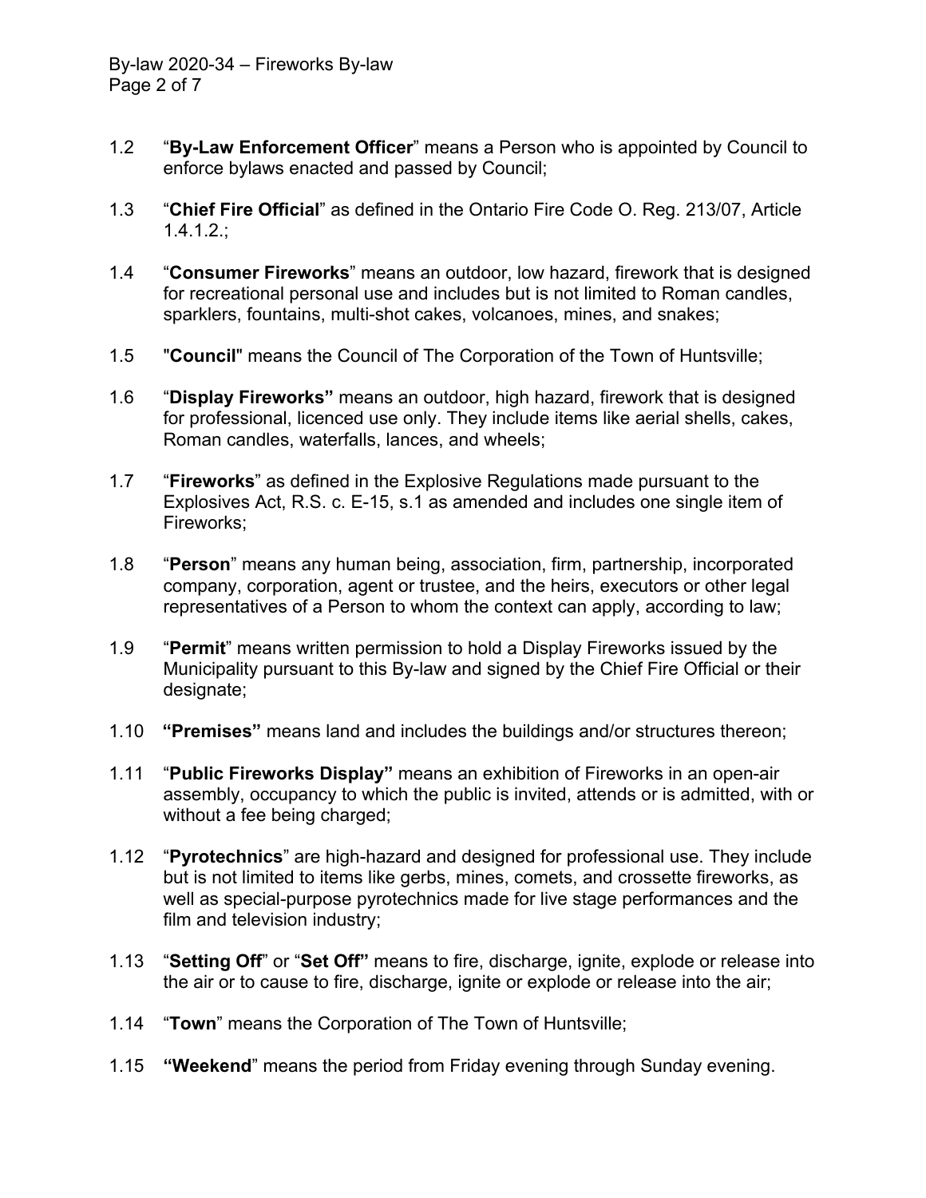1.2 "**By-Law Enforcement Officer**" means a Person who is appointed by Council to enforce bylaws enacted and passed by Council;

1.3 "**Chief Fire Official**" as defined in the Ontario Fire Code O. Reg. 213/07, Article 1.4.1.2.;

1.4 "**Consumer Fireworks**" means an outdoor, low hazard, firework that is designed for recreational personal use and includes but is not limited to Roman candles, sparklers, fountains, multi-shot cakes, volcanoes, mines, and snakes;

1.5 "**Council**" means the Council of The Corporation of the Town of Huntsville;

1.6 "**Display Fireworks"** means an outdoor, high hazard, firework that is designed for professional, licenced use only. They include items like aerial shells, cakes, Roman candles, waterfalls, lances, and wheels;

1.7 "**Fireworks**" as defined in the Explosive Regulations made pursuant to the Explosives Act, R.S. c. E-15, s.1 as amended and includes one single item of Fireworks;

1.8 "**Person**" means any human being, association, firm, partnership, incorporated company, corporation, agent or trustee, and the heirs, executors or other legal representatives of a Person to whom the context can apply, according to law;

1.9 "**Permit**" means written permission to hold a Display Fireworks issued by the Municipality pursuant to this By-law and signed by the Chief Fire Official or their designate;

1.10 **"Premises"** means land and includes the buildings and/or structures thereon;

1.11 "**Public Fireworks Display"** means an exhibition of Fireworks in an open-air assembly, occupancy to which the public is invited, attends or is admitted, with or without a fee being charged;

1.12 "**Pyrotechnics**" are high-hazard and designed for professional use. They include but is not limited to items like gerbs, mines, comets, and crossette fireworks, as well as special-purpose pyrotechnics made for live stage performances and the film and television industry;

1.13 "**Setting Off**" or "**Set Off"** means to fire, discharge, ignite, explode or release into the air or to cause to fire, discharge, ignite or explode or release into the air;

1.14 "**Town**" means the Corporation of The Town of Huntsville;

1.15 **"Weekend**" means the period from Friday evening through Sunday evening.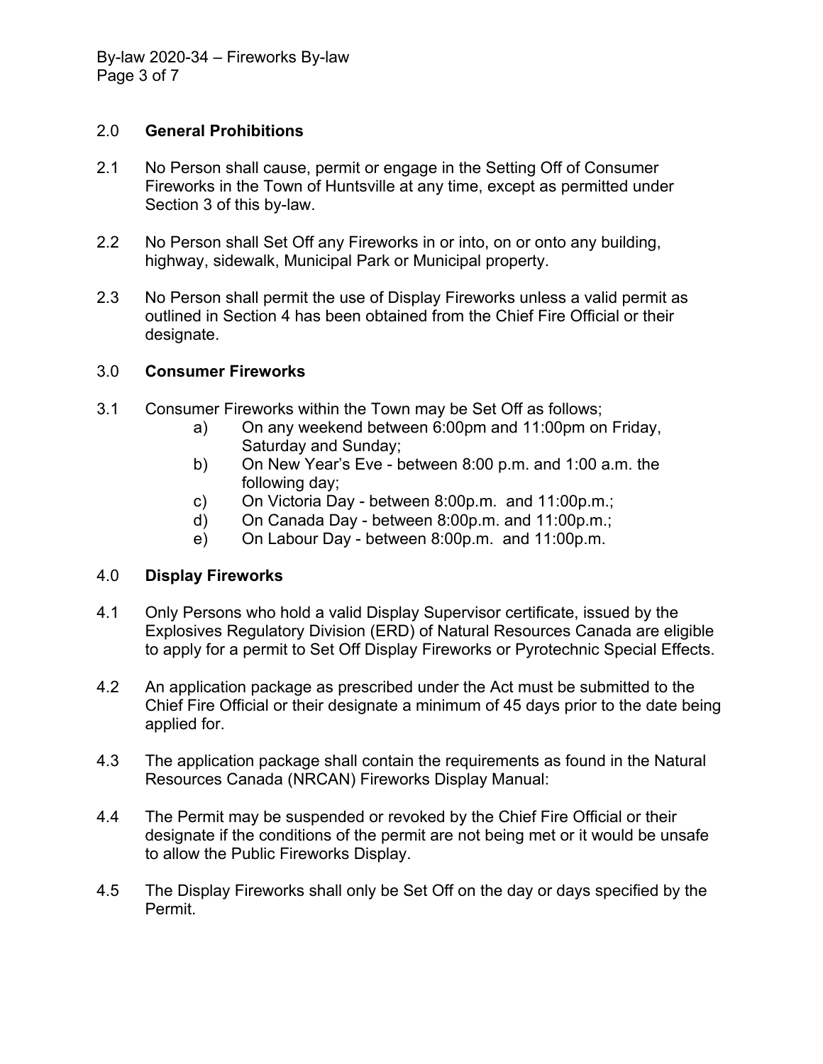## 2.0 General Prohibitions

2.1 No Person shall cause, permit or engage in the Setting Off of Consumer Fireworks in the Town of Huntsville at any time, except as permitted under Section 3 of this by-law.

2.2 No Person shall Set Off any Fireworks in or into, on or onto any building, highway, sidewalk, Municipal Park or Municipal property.

2.3 No Person shall permit the use of Display Fireworks unless a valid permit as outlined in Section 4 has been obtained from the Chief Fire Official or their designate.

## 3.0 Consumer Fireworks

3.1 Consumer Fireworks within the Town may be Set Off as follows;

a) On any weekend between 6:00pm and 11:00pm on Friday, Saturday and Sunday;

b) On New Year's Eve - between 8:00 p.m. and 1:00 a.m. the following day;

c) On Victoria Day - between 8:00p.m. and 11:00p.m.;

d) On Canada Day - between 8:00p.m. and 11:00p.m.;

e) On Labour Day - between 8:00p.m. and 11:00p.m.

## 4.0 Display Fireworks

4.1 Only Persons who hold a valid Display Supervisor certificate, issued by the Explosives Regulatory Division (ERD) of Natural Resources Canada are eligible to apply for a permit to Set Off Display Fireworks or Pyrotechnic Special Effects.

4.2 An application package as prescribed under the Act must be submitted to the Chief Fire Official or their designate a minimum of 45 days prior to the date being applied for.

4.3 The application package shall contain the requirements as found in the Natural Resources Canada (NRCAN) Fireworks Display Manual:

4.4 The Permit may be suspended or revoked by the Chief Fire Official or their designate if the conditions of the permit are not being met or it would be unsafe to allow the Public Fireworks Display.

4.5 The Display Fireworks shall only be Set Off on the day or days specified by the Permit.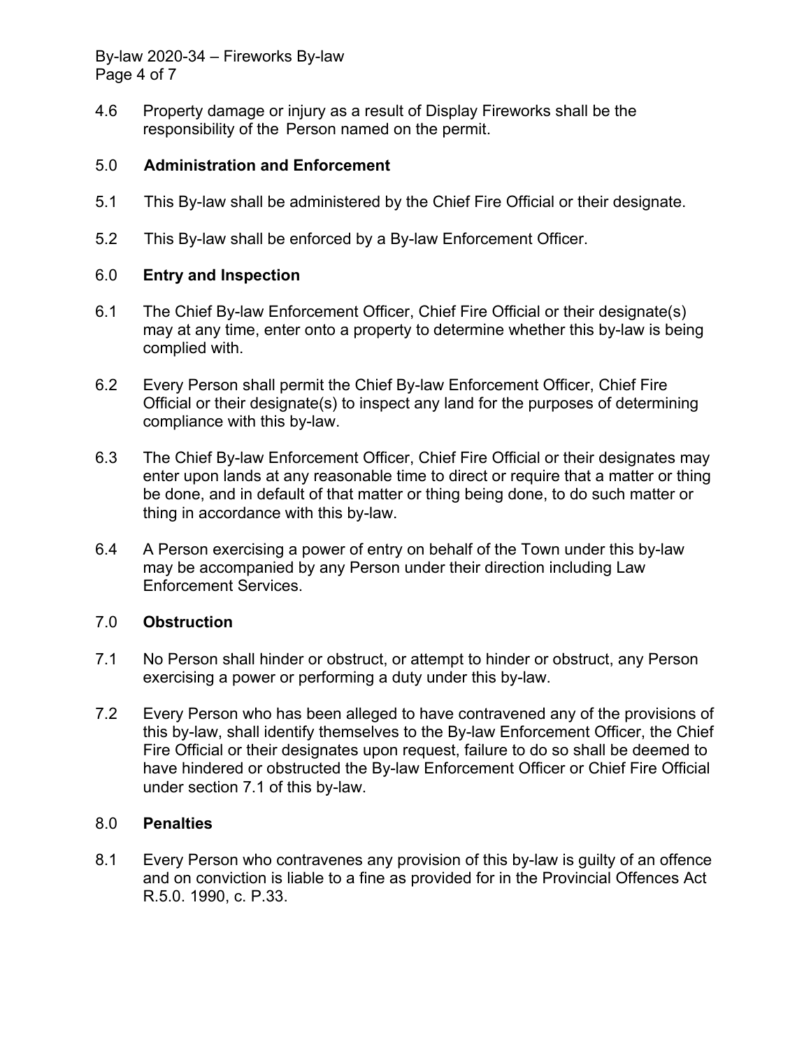4.6 Property damage or injury as a result of Display Fireworks shall be the responsibility of the Person named on the permit.

## 5.0 Administration and Enforcement

5.1 This By-law shall be administered by the Chief Fire Official or their designate.

5.2 This By-law shall be enforced by a By-law Enforcement Officer.

## 6.0 Entry and Inspection

6.1 The Chief By-law Enforcement Officer, Chief Fire Official or their designate(s) may at any time, enter onto a property to determine whether this by-law is being complied with.

6.2 Every Person shall permit the Chief By-law Enforcement Officer, Chief Fire Official or their designate(s) to inspect any land for the purposes of determining compliance with this by-law.

6.3 The Chief By-law Enforcement Officer, Chief Fire Official or their designates may enter upon lands at any reasonable time to direct or require that a matter or thing be done, and in default of that matter or thing being done, to do such matter or thing in accordance with this by-law.

6.4 A Person exercising a power of entry on behalf of the Town under this by-law may be accompanied by any Person under their direction including Law Enforcement Services.

## 7.0 Obstruction

7.1 No Person shall hinder or obstruct, or attempt to hinder or obstruct, any Person exercising a power or performing a duty under this by-law.

7.2 Every Person who has been alleged to have contravened any of the provisions of this by-law, shall identify themselves to the By-law Enforcement Officer, the Chief Fire Official or their designates upon request, failure to do so shall be deemed to have hindered or obstructed the By-law Enforcement Officer or Chief Fire Official under section 7.1 of this by-law.

## 8.0 Penalties

8.1 Every Person who contravenes any provision of this by-law is guilty of an offence and on conviction is liable to a fine as provided for in the Provincial Offences Act R.5.0. 1990, c. P.33.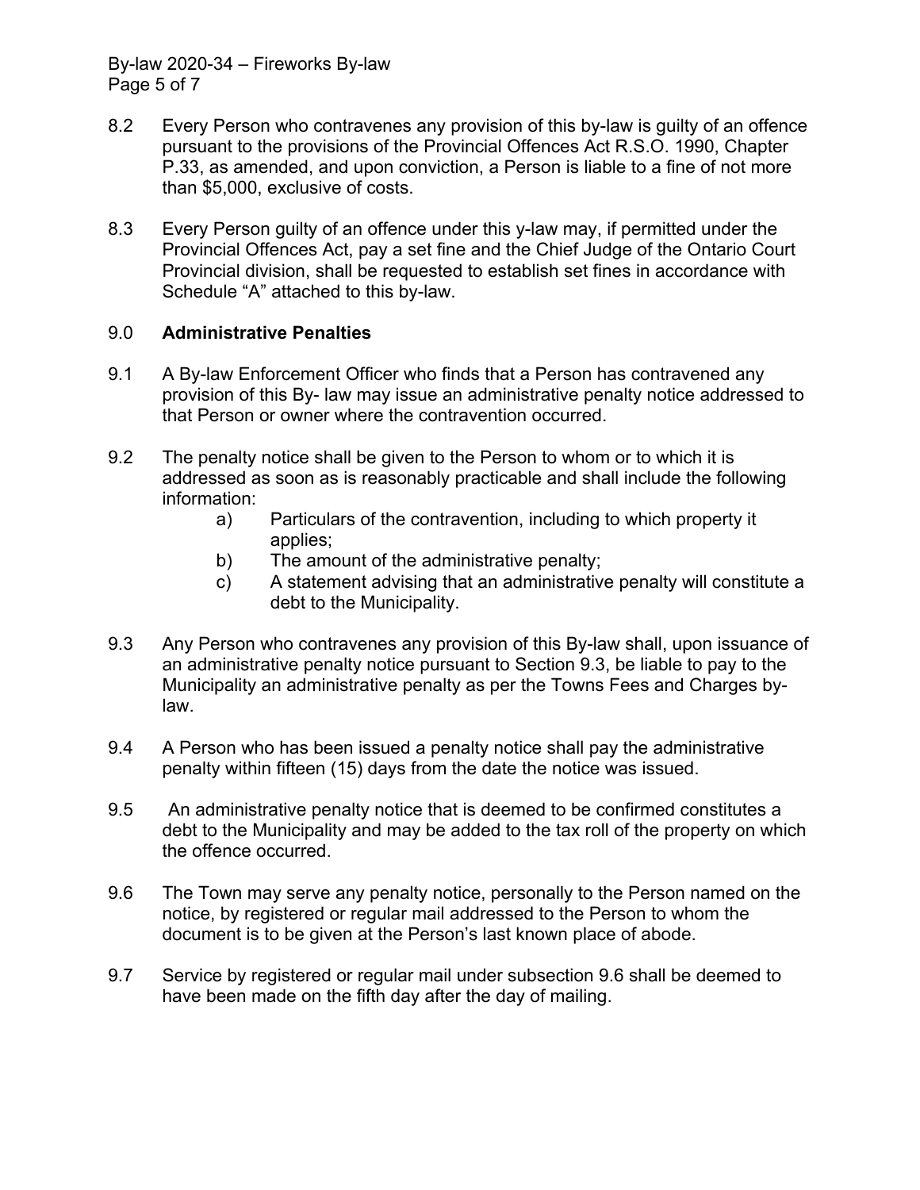8.2 Every Person who contravenes any provision of this by-law is guilty of an offence pursuant to the provisions of the Provincial Offences Act R.S.O. 1990, Chapter P.33, as amended, and upon conviction, a Person is liable to a fine of not more than $5,000, exclusive of costs.

8.3 Every Person guilty of an offence under this y-law may, if permitted under the Provincial Offences Act, pay a set fine and the Chief Judge of the Ontario Court Provincial division, shall be requested to establish set fines in accordance with Schedule "A" attached to this by-law.

## 9.0 **Administrative Penalties**

9.1 A By-law Enforcement Officer who finds that a Person has contravened any provision of this By- law may issue an administrative penalty notice addressed to that Person or owner where the contravention occurred.

9.2 The penalty notice shall be given to the Person to whom or to which it is addressed as soon as is reasonably practicable and shall include the following information:

- a) Particulars of the contravention, including to which property it applies;
- b) The amount of the administrative penalty;
- c) A statement advising that an administrative penalty will constitute a debt to the Municipality.

9.3 Any Person who contravenes any provision of this By-law shall, upon issuance of an administrative penalty notice pursuant to Section 9.3, be liable to pay to the Municipality an administrative penalty as per the Towns Fees and Charges by-law.

9.4 A Person who has been issued a penalty notice shall pay the administrative penalty within fifteen (15) days from the date the notice was issued.

9.5 An administrative penalty notice that is deemed to be confirmed constitutes a debt to the Municipality and may be added to the tax roll of the property on which the offence occurred.

9.6 The Town may serve any penalty notice, personally to the Person named on the notice, by registered or regular mail addressed to the Person to whom the document is to be given at the Person's last known place of abode.

9.7 Service by registered or regular mail under subsection 9.6 shall be deemed to have been made on the fifth day after the day of mailing.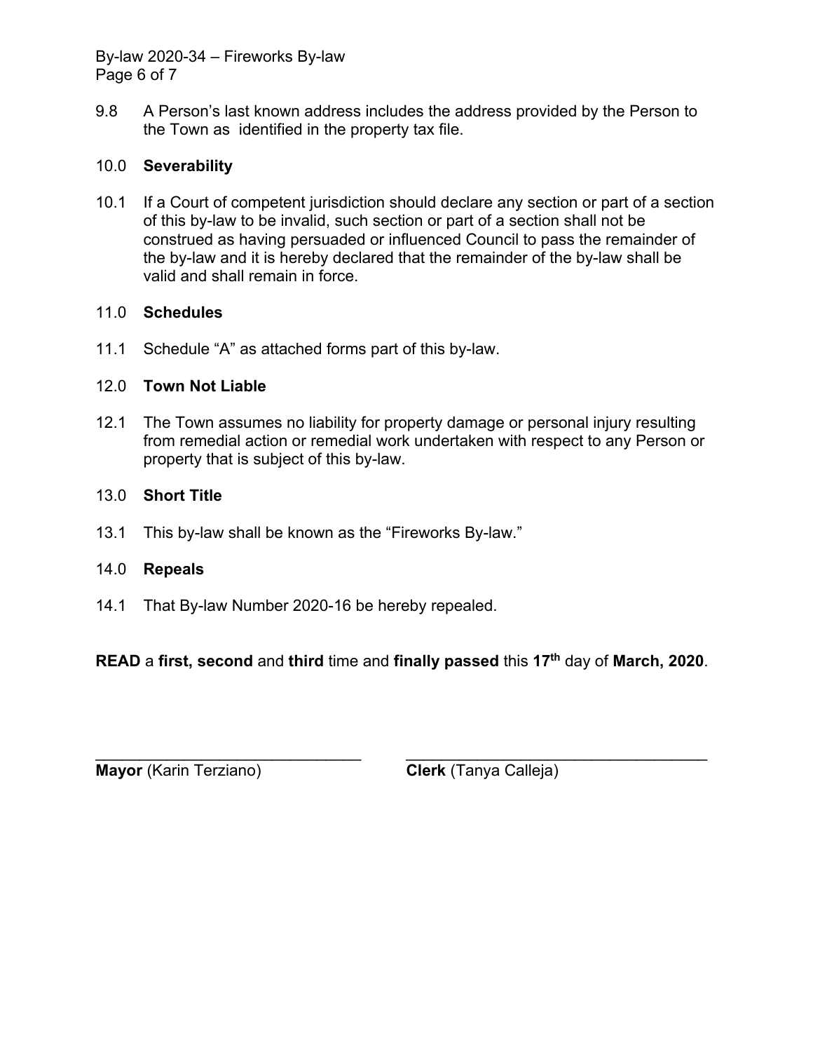9.8 A Person’s last known address includes the address provided by the Person to the Town as identified in the property tax file.

## 10.0 Severability

10.1 If a Court of competent jurisdiction should declare any section or part of a section of this by-law to be invalid, such section or part of a section shall not be construed as having persuaded or influenced Council to pass the remainder of the by-law and it is hereby declared that the remainder of the by-law shall be valid and shall remain in force.

## 11.0 Schedules

11.1 Schedule “A” as attached forms part of this by-law.

## 12.0 Town Not Liable

12.1 The Town assumes no liability for property damage or personal injury resulting from remedial action or remedial work undertaken with respect to any Person or property that is subject of this by-law.

## 13.0 Short Title

13.1 This by-law shall be known as the “Fireworks By-law.”

## 14.0 Repeals

14.1 That By-law Number 2020-16 be hereby repealed.

**READ** a **first, second** and **third** time and **finally passed** this **17th** day of **March, 2020**.

\_\_\_\_\_\_\_\_\_\_\_\_\_\_\_\_\_\_\_\_\_\_\_\_\_\_\_\_\_\_
**Mayor** (Karin Terziano)

\_\_\_\_\_\_\_\_\_\_\_\_\_\_\_\_\_\_\_\_\_\_\_\_\_\_\_\_\_\_
**Clerk** (Tanya Calleja)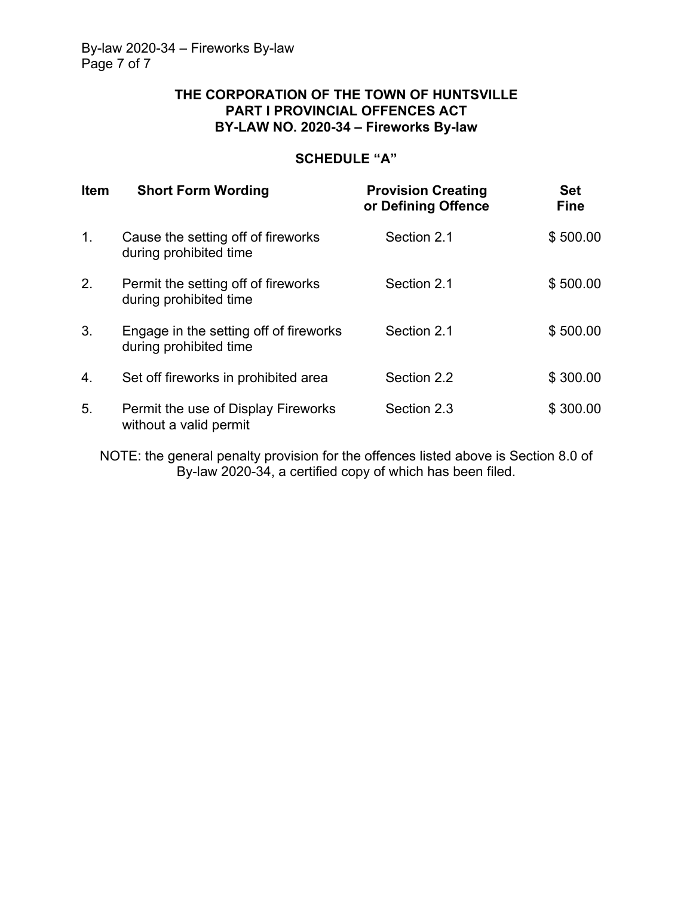**THE CORPORATION OF THE TOWN OF HUNTSVILLE**
**PART I PROVINCIAL OFFENCES ACT**
**BY-LAW NO. 2020-34 – Fireworks By-law**

**SCHEDULE "A"**

| Item | Short Form Wording | Provision Creating or Defining Offence | Set Fine |
|---|---|---|---|
| 1. | Cause the setting off of fireworks during prohibited time | Section 2.1 | $ 500.00 |
| 2. | Permit the setting off of fireworks during prohibited time | Section 2.1 | $ 500.00 |
| 3. | Engage in the setting off of fireworks during prohibited time | Section 2.1 | $ 500.00 |
| 4. | Set off fireworks in prohibited area | Section 2.2 | $ 300.00 |
| 5. | Permit the use of Display Fireworks without a valid permit | Section 2.3 | $ 300.00 |

NOTE: the general penalty provision for the offences listed above is Section 8.0 of By-law 2020-34, a certified copy of which has been filed.